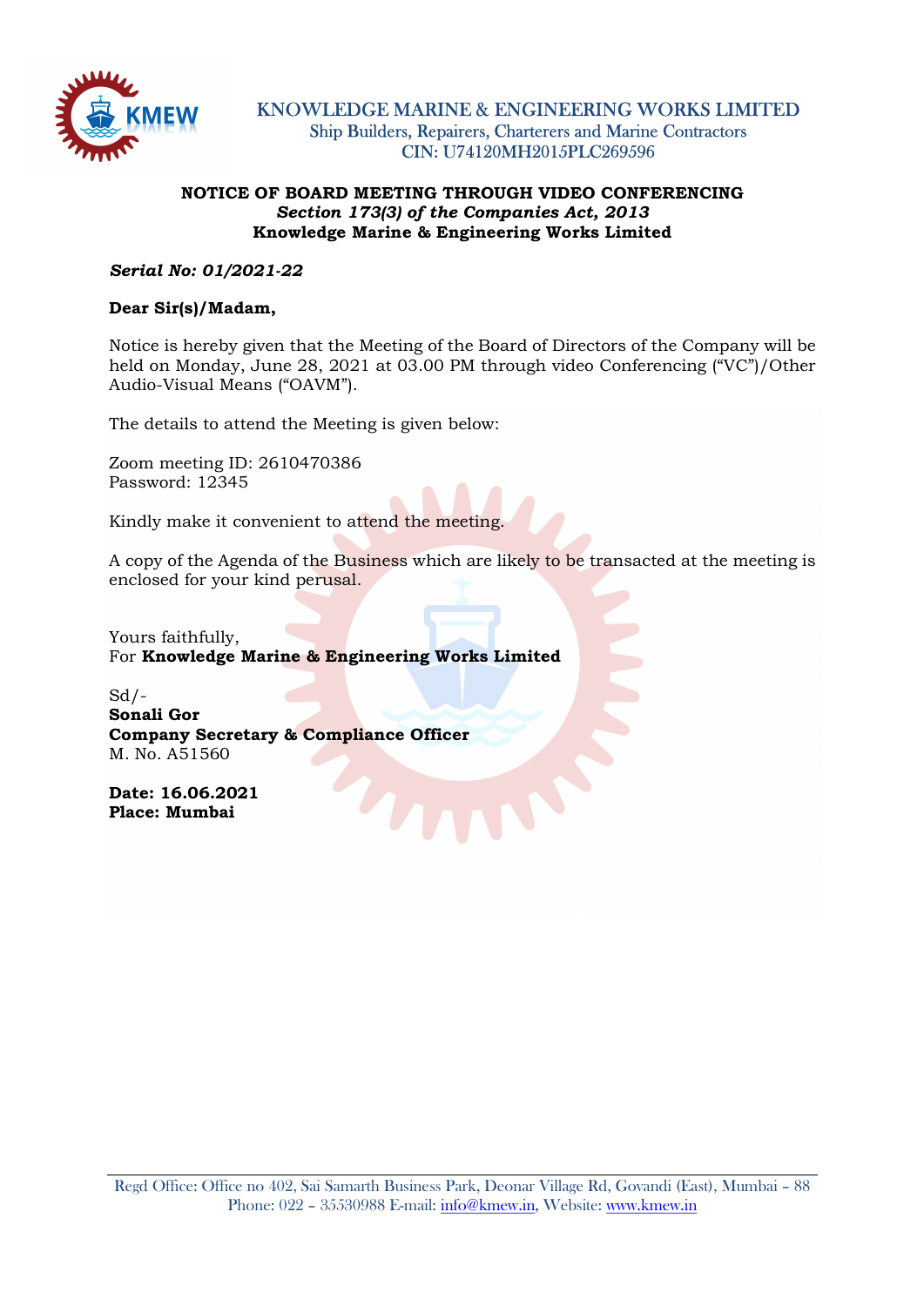# KNOWLEDGE MARINE & ENGINEERING WORKS LIMITED

Ship Builders, Repairers, Charterers and Marine Contractors

CIN: U74120MH2015PLC269596

**NOTICE OF BOARD MEETING THROUGH VIDEO CONFERENCING**

***Section 173(3) of the Companies Act, 2013***

**Knowledge Marine & Engineering Works Limited**

***Serial No: 01/2021-22***

**Dear Sir(s)/Madam,**

Notice is hereby given that the Meeting of the Board of Directors of the Company will be held on Monday, June 28, 2021 at 03.00 PM through video Conferencing ("VC")/Other Audio-Visual Means ("OAVM").

The details to attend the Meeting is given below:

Zoom meeting ID: 2610470386
Password: 12345

Kindly make it convenient to attend the meeting.

A copy of the Agenda of the Business which are likely to be transacted at the meeting is enclosed for your kind perusal.

Yours faithfully,
For **Knowledge Marine & Engineering Works Limited**

Sd/-
**Sonali Gor**
**Company Secretary & Compliance Officer**
M. No. A51560

**Date: 16.06.2021**
**Place: Mumbai**

Regd Office: Office no 402, Sai Samarth Business Park, Deonar Village Rd, Govandi (East), Mumbai – 88
Phone: 022 – 35530988 E-mail: info@kmew.in, Website: www.kmew.in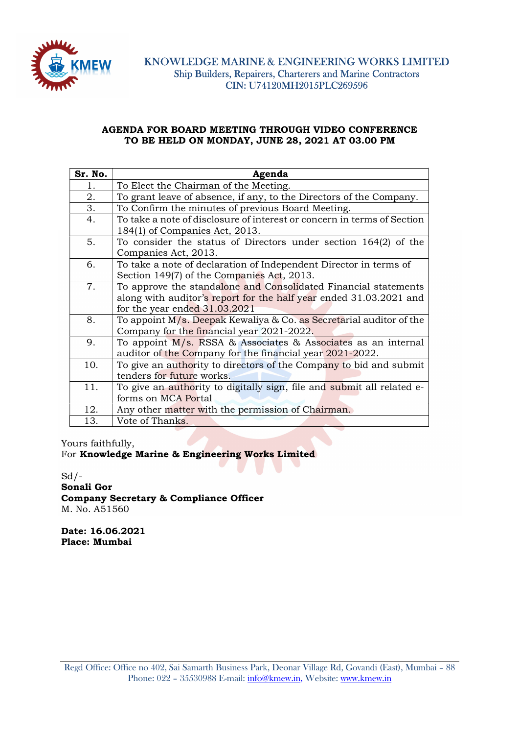# KNOWLEDGE MARINE & ENGINEERING WORKS LIMITED

Ship Builders, Repairers, Charterers and Marine Contractors

CIN: U74120MH2015PLC269596

**AGENDA FOR BOARD MEETING THROUGH VIDEO CONFERENCE TO BE HELD ON MONDAY, JUNE 28, 2021 AT 03.00 PM**

| Sr. No. | Agenda |
|---|---|
| 1. | To Elect the Chairman of the Meeting. |
| 2. | To grant leave of absence, if any, to the Directors of the Company. |
| 3. | To Confirm the minutes of previous Board Meeting. |
| 4. | To take a note of disclosure of interest or concern in terms of Section 184(1) of Companies Act, 2013. |
| 5. | To consider the status of Directors under section 164(2) of the Companies Act, 2013. |
| 6. | To take a note of declaration of Independent Director in terms of Section 149(7) of the Companies Act, 2013. |
| 7. | To approve the standalone and Consolidated Financial statements along with auditor's report for the half year ended 31.03.2021 and for the year ended 31.03.2021 |
| 8. | To appoint M/s. Deepak Kewaliya & Co. as Secretarial auditor of the Company for the financial year 2021-2022. |
| 9. | To appoint M/s. RSSA & Associates & Associates as an internal auditor of the Company for the financial year 2021-2022. |
| 10. | To give an authority to directors of the Company to bid and submit tenders for future works. |
| 11. | To give an authority to digitally sign, file and submit all related e-forms on MCA Portal |
| 12. | Any other matter with the permission of Chairman. |
| 13. | Vote of Thanks. |

Yours faithfully,
For **Knowledge Marine & Engineering Works Limited**

Sd/-
**Sonali Gor**
**Company Secretary & Compliance Officer**
M. No. A51560

**Date: 16.06.2021**
**Place: Mumbai**

Regd Office: Office no 402, Sai Samarth Business Park, Deonar Village Rd, Govandi (East), Mumbai – 88
Phone: 022 – 35530988 E-mail: info@kmew.in, Website: www.kmew.in